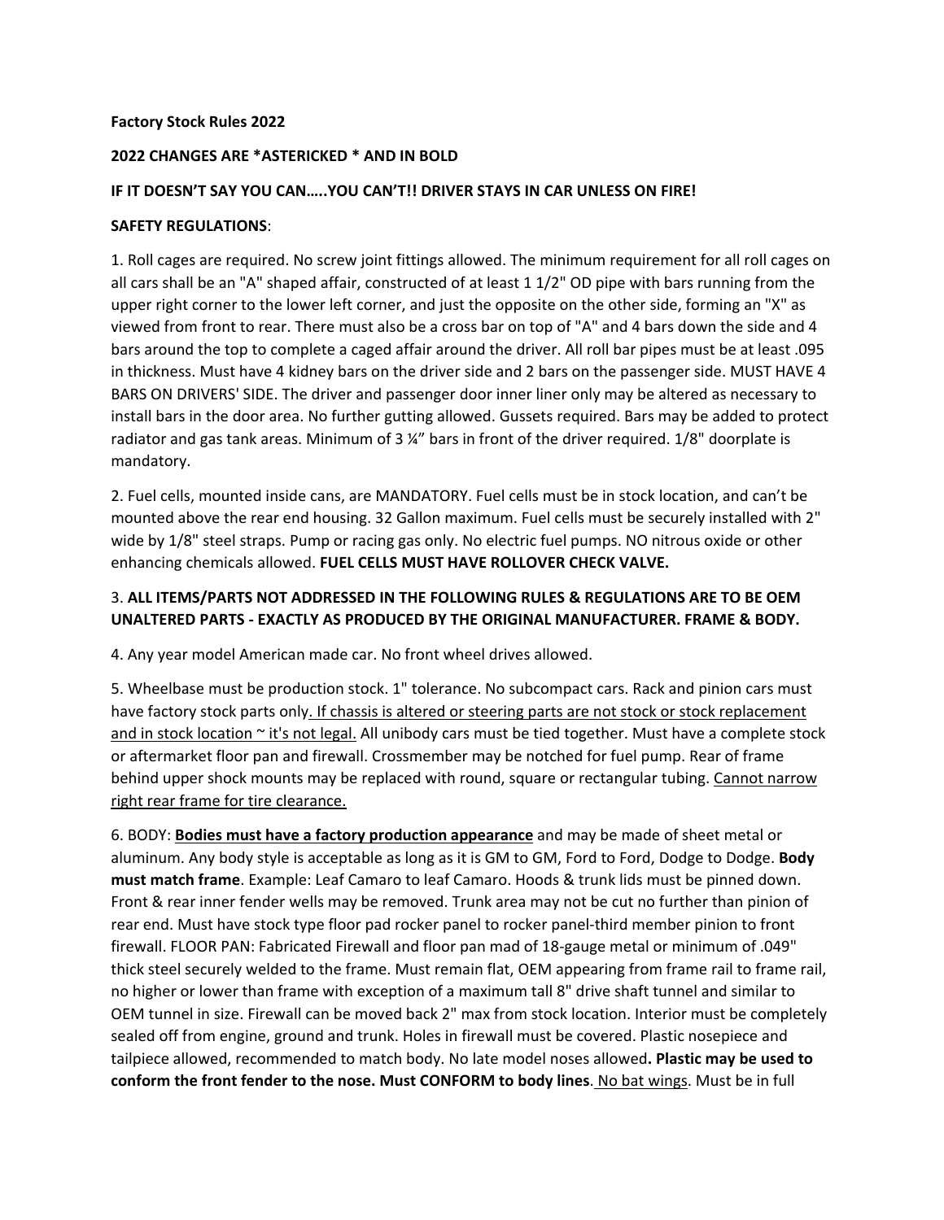**Factory Stock Rules 2022**

**2022 CHANGES ARE *ASTERICKED * AND IN BOLD**

**IF IT DOESN'T SAY YOU CAN…..YOU CAN'T!! DRIVER STAYS IN CAR UNLESS ON FIRE!**

**SAFETY REGULATIONS**:

1. Roll cages are required. No screw joint fittings allowed. The minimum requirement for all roll cages on all cars shall be an "A" shaped affair, constructed of at least 1 1/2" OD pipe with bars running from the upper right corner to the lower left corner, and just the opposite on the other side, forming an "X" as viewed from front to rear. There must also be a cross bar on top of "A" and 4 bars down the side and 4 bars around the top to complete a caged affair around the driver. All roll bar pipes must be at least .095 in thickness. Must have 4 kidney bars on the driver side and 2 bars on the passenger side. MUST HAVE 4 BARS ON DRIVERS' SIDE. The driver and passenger door inner liner only may be altered as necessary to install bars in the door area. No further gutting allowed. Gussets required. Bars may be added to protect radiator and gas tank areas. Minimum of 3 ¼" bars in front of the driver required. 1/8" doorplate is mandatory.

2. Fuel cells, mounted inside cans, are MANDATORY. Fuel cells must be in stock location, and can't be mounted above the rear end housing. 32 Gallon maximum. Fuel cells must be securely installed with 2" wide by 1/8" steel straps. Pump or racing gas only. No electric fuel pumps. NO nitrous oxide or other enhancing chemicals allowed. **FUEL CELLS MUST HAVE ROLLOVER CHECK VALVE.**

3. **ALL ITEMS/PARTS NOT ADDRESSED IN THE FOLLOWING RULES & REGULATIONS ARE TO BE OEM UNALTERED PARTS - EXACTLY AS PRODUCED BY THE ORIGINAL MANUFACTURER. FRAME & BODY.**

4. Any year model American made car. No front wheel drives allowed.

5. Wheelbase must be production stock. 1" tolerance. No subcompact cars. Rack and pinion cars must have factory stock parts only<u>. If chassis is altered or steering parts are not stock or stock replacement and in stock location ~ it's not legal.</u> All unibody cars must be tied together. Must have a complete stock or aftermarket floor pan and firewall. Crossmember may be notched for fuel pump. Rear of frame behind upper shock mounts may be replaced with round, square or rectangular tubing. <u>Cannot narrow right rear frame for tire clearance.</u>

6. BODY: <u>**Bodies must have a factory production appearance**</u> and may be made of sheet metal or aluminum. Any body style is acceptable as long as it is GM to GM, Ford to Ford, Dodge to Dodge. **Body must match frame**. Example: Leaf Camaro to leaf Camaro. Hoods & trunk lids must be pinned down. Front & rear inner fender wells may be removed. Trunk area may not be cut no further than pinion of rear end. Must have stock type floor pad rocker panel to rocker panel-third member pinion to front firewall. FLOOR PAN: Fabricated Firewall and floor pan mad of 18-gauge metal or minimum of .049" thick steel securely welded to the frame. Must remain flat, OEM appearing from frame rail to frame rail, no higher or lower than frame with exception of a maximum tall 8" drive shaft tunnel and similar to OEM tunnel in size. Firewall can be moved back 2" max from stock location. Interior must be completely sealed off from engine, ground and trunk. Holes in firewall must be covered. Plastic nosepiece and tailpiece allowed, recommended to match body. No late model noses allowed**. Plastic may be used to conform the front fender to the nose. Must CONFORM to body lines**.<u> No bat wings</u>. Must be in full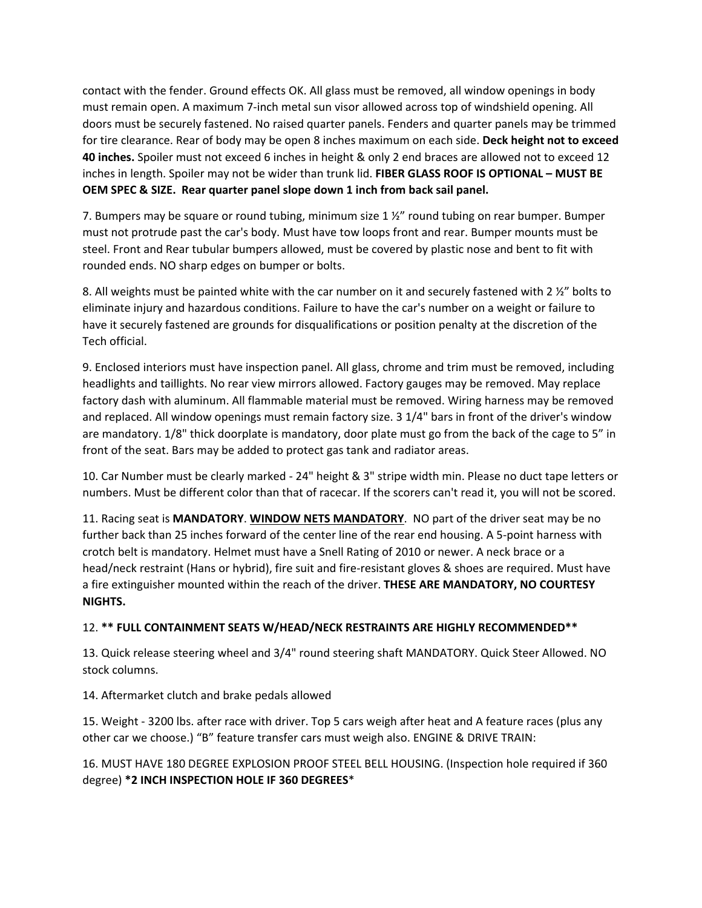contact with the fender. Ground effects OK. All glass must be removed, all window openings in body must remain open. A maximum 7-inch metal sun visor allowed across top of windshield opening. All doors must be securely fastened. No raised quarter panels. Fenders and quarter panels may be trimmed for tire clearance. Rear of body may be open 8 inches maximum on each side. **Deck height not to exceed 40 inches.** Spoiler must not exceed 6 inches in height & only 2 end braces are allowed not to exceed 12 inches in length. Spoiler may not be wider than trunk lid. **FIBER GLASS ROOF IS OPTIONAL – MUST BE OEM SPEC & SIZE. Rear quarter panel slope down 1 inch from back sail panel.**

7. Bumpers may be square or round tubing, minimum size 1 ½" round tubing on rear bumper. Bumper must not protrude past the car's body. Must have tow loops front and rear. Bumper mounts must be steel. Front and Rear tubular bumpers allowed, must be covered by plastic nose and bent to fit with rounded ends. NO sharp edges on bumper or bolts.

8. All weights must be painted white with the car number on it and securely fastened with 2 ½" bolts to eliminate injury and hazardous conditions. Failure to have the car's number on a weight or failure to have it securely fastened are grounds for disqualifications or position penalty at the discretion of the Tech official.

9. Enclosed interiors must have inspection panel. All glass, chrome and trim must be removed, including headlights and taillights. No rear view mirrors allowed. Factory gauges may be removed. May replace factory dash with aluminum. All flammable material must be removed. Wiring harness may be removed and replaced. All window openings must remain factory size. 3 1/4" bars in front of the driver's window are mandatory. 1/8" thick doorplate is mandatory, door plate must go from the back of the cage to 5" in front of the seat. Bars may be added to protect gas tank and radiator areas.

10. Car Number must be clearly marked - 24" height & 3" stripe width min. Please no duct tape letters or numbers. Must be different color than that of racecar. If the scorers can't read it, you will not be scored.

11. Racing seat is **MANDATORY**. **<u>WINDOW NETS MANDATORY</u>**. NO part of the driver seat may be no further back than 25 inches forward of the center line of the rear end housing. A 5-point harness with crotch belt is mandatory. Helmet must have a Snell Rating of 2010 or newer. A neck brace or a head/neck restraint (Hans or hybrid), fire suit and fire-resistant gloves & shoes are required. Must have a fire extinguisher mounted within the reach of the driver. **THESE ARE MANDATORY, NO COURTESY NIGHTS.**

12. **** FULL CONTAINMENT SEATS W/HEAD/NECK RESTRAINTS ARE HIGHLY RECOMMENDED****

13. Quick release steering wheel and 3/4" round steering shaft MANDATORY. Quick Steer Allowed. NO stock columns.

14. Aftermarket clutch and brake pedals allowed

15. Weight - 3200 lbs. after race with driver. Top 5 cars weigh after heat and A feature races (plus any other car we choose.) "B" feature transfer cars must weigh also. ENGINE & DRIVE TRAIN:

16. MUST HAVE 180 DEGREE EXPLOSION PROOF STEEL BELL HOUSING. (Inspection hole required if 360 degree) ***2 INCH INSPECTION HOLE IF 360 DEGREES***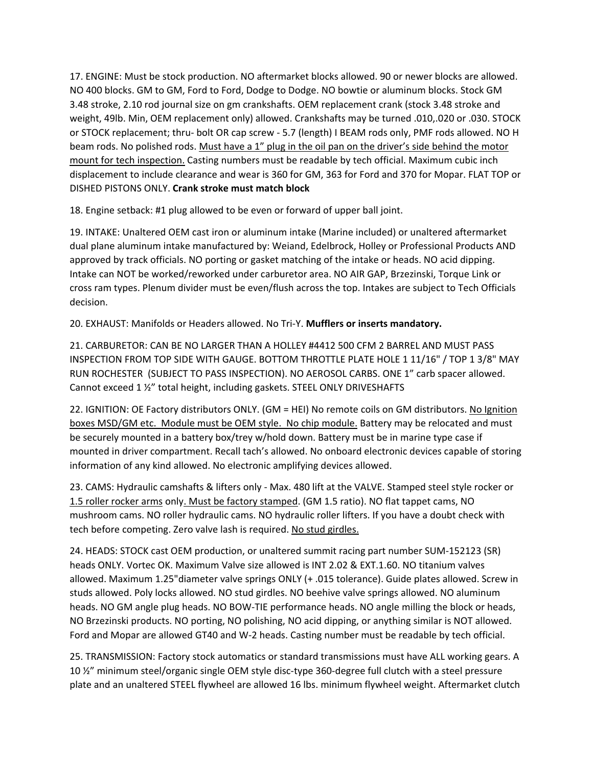17. ENGINE: Must be stock production. NO aftermarket blocks allowed. 90 or newer blocks are allowed. NO 400 blocks. GM to GM, Ford to Ford, Dodge to Dodge. NO bowtie or aluminum blocks. Stock GM 3.48 stroke, 2.10 rod journal size on gm crankshafts. OEM replacement crank (stock 3.48 stroke and weight, 49lb. Min, OEM replacement only) allowed. Crankshafts may be turned .010,.020 or .030. STOCK or STOCK replacement; thru- bolt OR cap screw - 5.7 (length) I BEAM rods only, PMF rods allowed. NO H beam rods. No polished rods. <u>Must have a 1" plug in the oil pan on the driver's side behind the motor mount for tech inspection.</u> Casting numbers must be readable by tech official. Maximum cubic inch displacement to include clearance and wear is 360 for GM, 363 for Ford and 370 for Mopar. FLAT TOP or DISHED PISTONS ONLY. **Crank stroke must match block**

18. Engine setback: #1 plug allowed to be even or forward of upper ball joint.

19. INTAKE: Unaltered OEM cast iron or aluminum intake (Marine included) or unaltered aftermarket dual plane aluminum intake manufactured by: Weiand, Edelbrock, Holley or Professional Products AND approved by track officials. NO porting or gasket matching of the intake or heads. NO acid dipping. Intake can NOT be worked/reworked under carburetor area. NO AIR GAP, Brzezinski, Torque Link or cross ram types. Plenum divider must be even/flush across the top. Intakes are subject to Tech Officials decision.

20. EXHAUST: Manifolds or Headers allowed. No Tri-Y. **Mufflers or inserts mandatory.**

21. CARBURETOR: CAN BE NO LARGER THAN A HOLLEY #4412 500 CFM 2 BARREL AND MUST PASS INSPECTION FROM TOP SIDE WITH GAUGE. BOTTOM THROTTLE PLATE HOLE 1 11/16" / TOP 1 3/8" MAY RUN ROCHESTER (SUBJECT TO PASS INSPECTION). NO AEROSOL CARBS. ONE 1" carb spacer allowed. Cannot exceed 1 ½" total height, including gaskets. STEEL ONLY DRIVESHAFTS

22. IGNITION: OE Factory distributors ONLY. (GM = HEI) No remote coils on GM distributors. <u>No Ignition boxes MSD/GM etc. Module must be OEM style. No chip module.</u> Battery may be relocated and must be securely mounted in a battery box/trey w/hold down. Battery must be in marine type case if mounted in driver compartment. Recall tach's allowed. No onboard electronic devices capable of storing information of any kind allowed. No electronic amplifying devices allowed.

23. CAMS: Hydraulic camshafts & lifters only - Max. 480 lift at the VALVE. Stamped steel style rocker or <u>1.5 roller rocker arms</u> only<u>. Must be factory stamped</u>. (GM 1.5 ratio). NO flat tappet cams, NO mushroom cams. NO roller hydraulic cams. NO hydraulic roller lifters. If you have a doubt check with tech before competing. Zero valve lash is required. <u>No stud girdles.</u>

24. HEADS: STOCK cast OEM production, or unaltered summit racing part number SUM-152123 (SR) heads ONLY. Vortec OK. Maximum Valve size allowed is INT 2.02 & EXT.1.60. NO titanium valves allowed. Maximum 1.25"diameter valve springs ONLY (+ .015 tolerance). Guide plates allowed. Screw in studs allowed. Poly locks allowed. NO stud girdles. NO beehive valve springs allowed. NO aluminum heads. NO GM angle plug heads. NO BOW-TIE performance heads. NO angle milling the block or heads, NO Brzezinski products. NO porting, NO polishing, NO acid dipping, or anything similar is NOT allowed. Ford and Mopar are allowed GT40 and W-2 heads. Casting number must be readable by tech official.

25. TRANSMISSION: Factory stock automatics or standard transmissions must have ALL working gears. A 10 ½" minimum steel/organic single OEM style disc-type 360-degree full clutch with a steel pressure plate and an unaltered STEEL flywheel are allowed 16 lbs. minimum flywheel weight. Aftermarket clutch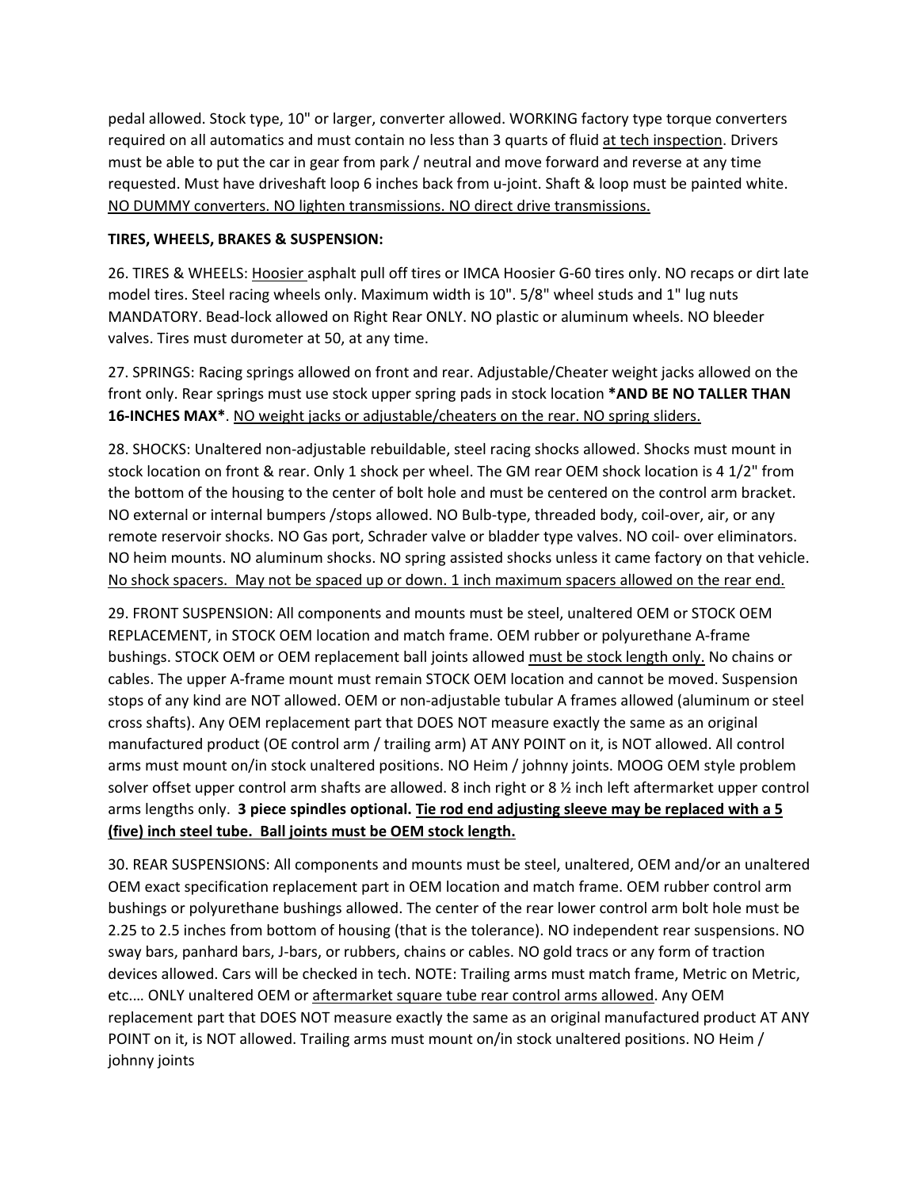pedal allowed. Stock type, 10" or larger, converter allowed. WORKING factory type torque converters required on all automatics and must contain no less than 3 quarts of fluid <u>at tech inspection</u>. Drivers must be able to put the car in gear from park / neutral and move forward and reverse at any time requested. Must have driveshaft loop 6 inches back from u-joint. Shaft & loop must be painted white. <u>NO DUMMY converters. NO lighten transmissions. NO direct drive transmissions.</u>

**TIRES, WHEELS, BRAKES & SUSPENSION:**

26. TIRES & WHEELS: <u>Hoosier</u> asphalt pull off tires or IMCA Hoosier G-60 tires only. NO recaps or dirt late model tires. Steel racing wheels only. Maximum width is 10". 5/8" wheel studs and 1" lug nuts MANDATORY. Bead-lock allowed on Right Rear ONLY. NO plastic or aluminum wheels. NO bleeder valves. Tires must durometer at 50, at any time.

27. SPRINGS: Racing springs allowed on front and rear. Adjustable/Cheater weight jacks allowed on the front only. Rear springs must use stock upper spring pads in stock location ***AND BE NO TALLER THAN 16-INCHES MAX***. <u>NO weight jacks or adjustable/cheaters on the rear. NO spring sliders.</u>

28. SHOCKS: Unaltered non-adjustable rebuildable, steel racing shocks allowed. Shocks must mount in stock location on front & rear. Only 1 shock per wheel. The GM rear OEM shock location is 4 1/2" from the bottom of the housing to the center of bolt hole and must be centered on the control arm bracket. NO external or internal bumpers /stops allowed. NO Bulb-type, threaded body, coil-over, air, or any remote reservoir shocks. NO Gas port, Schrader valve or bladder type valves. NO coil- over eliminators. NO heim mounts. NO aluminum shocks. NO spring assisted shocks unless it came factory on that vehicle. <u>No shock spacers. May not be spaced up or down. 1 inch maximum spacers allowed on the rear end.</u>

29. FRONT SUSPENSION: All components and mounts must be steel, unaltered OEM or STOCK OEM REPLACEMENT, in STOCK OEM location and match frame. OEM rubber or polyurethane A-frame bushings. STOCK OEM or OEM replacement ball joints allowed <u>must be stock length only.</u> No chains or cables. The upper A-frame mount must remain STOCK OEM location and cannot be moved. Suspension stops of any kind are NOT allowed. OEM or non-adjustable tubular A frames allowed (aluminum or steel cross shafts). Any OEM replacement part that DOES NOT measure exactly the same as an original manufactured product (OE control arm / trailing arm) AT ANY POINT on it, is NOT allowed. All control arms must mount on/in stock unaltered positions. NO Heim / johnny joints. MOOG OEM style problem solver offset upper control arm shafts are allowed. 8 inch right or 8 ½ inch left aftermarket upper control arms lengths only. **3 piece spindles optional.** <u>**Tie rod end adjusting sleeve may be replaced with a 5 (five) inch steel tube. Ball joints must be OEM stock length.**</u>

30. REAR SUSPENSIONS: All components and mounts must be steel, unaltered, OEM and/or an unaltered OEM exact specification replacement part in OEM location and match frame. OEM rubber control arm bushings or polyurethane bushings allowed. The center of the rear lower control arm bolt hole must be 2.25 to 2.5 inches from bottom of housing (that is the tolerance). NO independent rear suspensions. NO sway bars, panhard bars, J-bars, or rubbers, chains or cables. NO gold tracs or any form of traction devices allowed. Cars will be checked in tech. NOTE: Trailing arms must match frame, Metric on Metric, etc.… ONLY unaltered OEM or <u>aftermarket square tube rear control arms allowed</u>. Any OEM replacement part that DOES NOT measure exactly the same as an original manufactured product AT ANY POINT on it, is NOT allowed. Trailing arms must mount on/in stock unaltered positions. NO Heim / johnny joints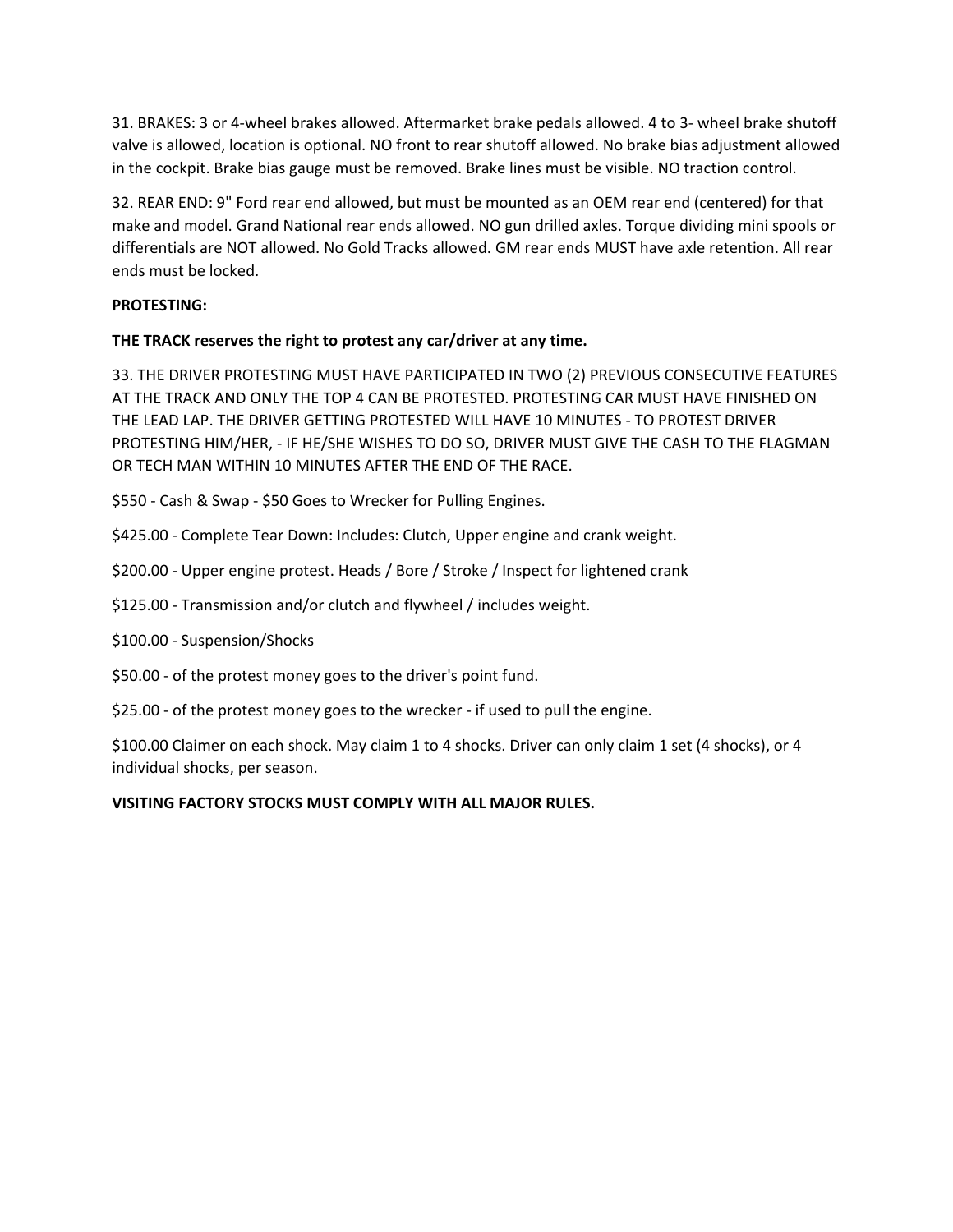31. BRAKES: 3 or 4-wheel brakes allowed. Aftermarket brake pedals allowed. 4 to 3- wheel brake shutoff valve is allowed, location is optional. NO front to rear shutoff allowed. No brake bias adjustment allowed in the cockpit. Brake bias gauge must be removed. Brake lines must be visible. NO traction control.

32. REAR END: 9" Ford rear end allowed, but must be mounted as an OEM rear end (centered) for that make and model. Grand National rear ends allowed. NO gun drilled axles. Torque dividing mini spools or differentials are NOT allowed. No Gold Tracks allowed. GM rear ends MUST have axle retention. All rear ends must be locked.

**PROTESTING:**

**THE TRACK reserves the right to protest any car/driver at any time.**

33. THE DRIVER PROTESTING MUST HAVE PARTICIPATED IN TWO (2) PREVIOUS CONSECUTIVE FEATURES AT THE TRACK AND ONLY THE TOP 4 CAN BE PROTESTED. PROTESTING CAR MUST HAVE FINISHED ON THE LEAD LAP. THE DRIVER GETTING PROTESTED WILL HAVE 10 MINUTES - TO PROTEST DRIVER PROTESTING HIM/HER, - IF HE/SHE WISHES TO DO SO, DRIVER MUST GIVE THE CASH TO THE FLAGMAN OR TECH MAN WITHIN 10 MINUTES AFTER THE END OF THE RACE.

$550 - Cash & Swap - $50 Goes to Wrecker for Pulling Engines.

$425.00 - Complete Tear Down: Includes: Clutch, Upper engine and crank weight.

$200.00 - Upper engine protest. Heads / Bore / Stroke / Inspect for lightened crank

$125.00 - Transmission and/or clutch and flywheel / includes weight.

$100.00 - Suspension/Shocks

$50.00 - of the protest money goes to the driver's point fund.

$25.00 - of the protest money goes to the wrecker - if used to pull the engine.

$100.00 Claimer on each shock. May claim 1 to 4 shocks. Driver can only claim 1 set (4 shocks), or 4 individual shocks, per season.

**VISITING FACTORY STOCKS MUST COMPLY WITH ALL MAJOR RULES.**